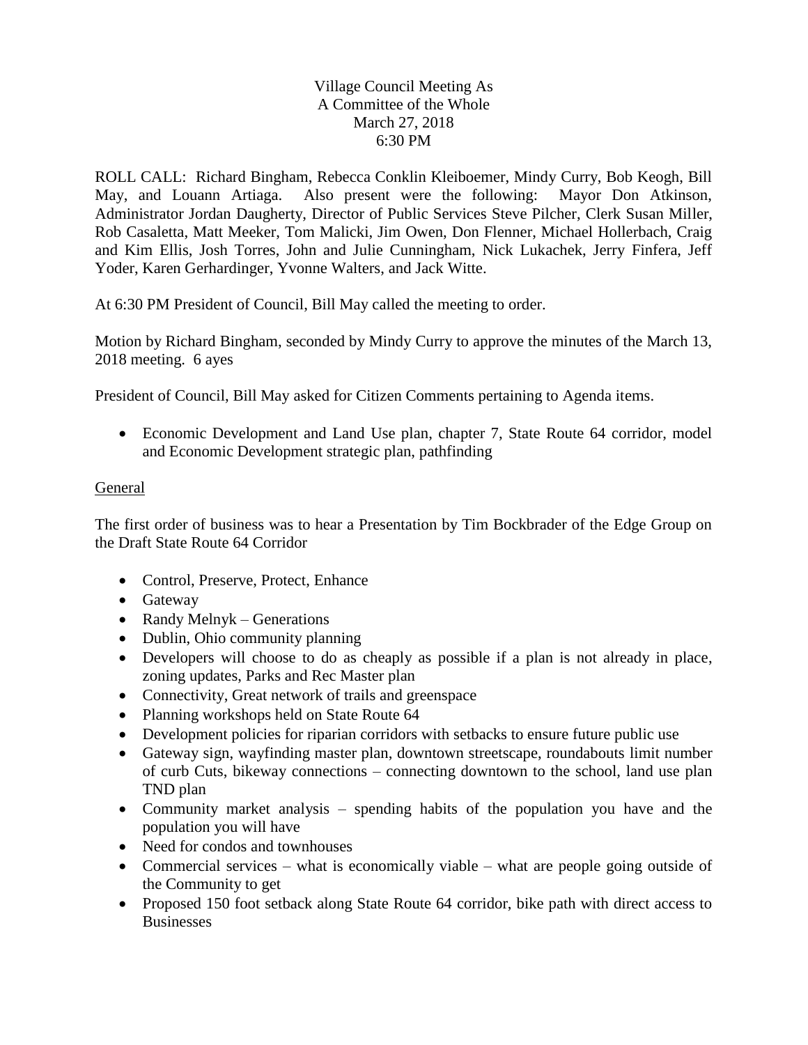Village Council Meeting As
A Committee of the Whole
March 27, 2018
6:30 PM

ROLL CALL: Richard Bingham, Rebecca Conklin Kleiboemer, Mindy Curry, Bob Keogh, Bill May, and Louann Artiaga. Also present were the following: Mayor Don Atkinson, Administrator Jordan Daugherty, Director of Public Services Steve Pilcher, Clerk Susan Miller, Rob Casaletta, Matt Meeker, Tom Malicki, Jim Owen, Don Flenner, Michael Hollerbach, Craig and Kim Ellis, Josh Torres, John and Julie Cunningham, Nick Lukachek, Jerry Finfera, Jeff Yoder, Karen Gerhardinger, Yvonne Walters, and Jack Witte.

At 6:30 PM President of Council, Bill May called the meeting to order.

Motion by Richard Bingham, seconded by Mindy Curry to approve the minutes of the March 13, 2018 meeting. 6 ayes

President of Council, Bill May asked for Citizen Comments pertaining to Agenda items.

- Economic Development and Land Use plan, chapter 7, State Route 64 corridor, model and Economic Development strategic plan, pathfinding

General

The first order of business was to hear a Presentation by Tim Bockbrader of the Edge Group on the Draft State Route 64 Corridor

- Control, Preserve, Protect, Enhance
- Gateway
- Randy Melnyk – Generations
- Dublin, Ohio community planning
- Developers will choose to do as cheaply as possible if a plan is not already in place, zoning updates, Parks and Rec Master plan
- Connectivity, Great network of trails and greenspace
- Planning workshops held on State Route 64
- Development policies for riparian corridors with setbacks to ensure future public use
- Gateway sign, wayfinding master plan, downtown streetscape, roundabouts limit number of curb Cuts, bikeway connections – connecting downtown to the school, land use plan TND plan
- Community market analysis – spending habits of the population you have and the population you will have
- Need for condos and townhouses
- Commercial services – what is economically viable – what are people going outside of the Community to get
- Proposed 150 foot setback along State Route 64 corridor, bike path with direct access to Businesses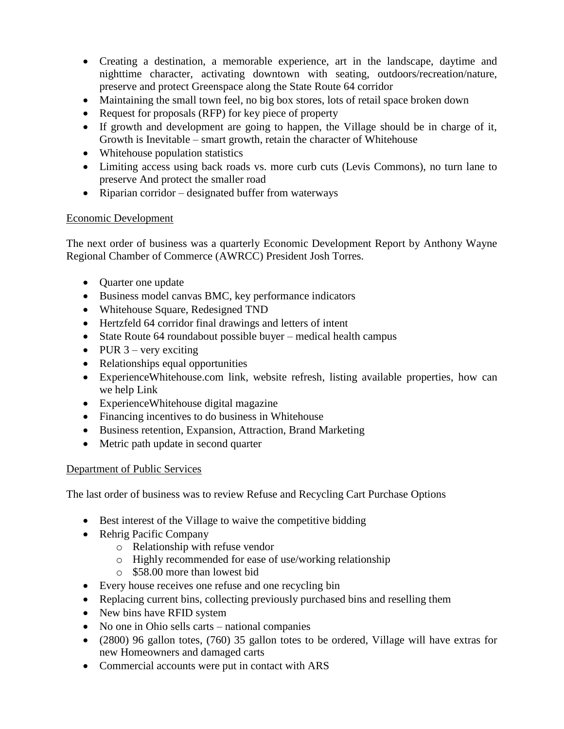- Creating a destination, a memorable experience, art in the landscape, daytime and nighttime character, activating downtown with seating, outdoors/recreation/nature, preserve and protect Greenspace along the State Route 64 corridor
- Maintaining the small town feel, no big box stores, lots of retail space broken down
- Request for proposals (RFP) for key piece of property
- If growth and development are going to happen, the Village should be in charge of it, Growth is Inevitable – smart growth, retain the character of Whitehouse
- Whitehouse population statistics
- Limiting access using back roads vs. more curb cuts (Levis Commons), no turn lane to preserve And protect the smaller road
- Riparian corridor – designated buffer from waterways

<u>Economic Development</u>

The next order of business was a quarterly Economic Development Report by Anthony Wayne Regional Chamber of Commerce (AWRCC) President Josh Torres.

- Quarter one update
- Business model canvas BMC, key performance indicators
- Whitehouse Square, Redesigned TND
- Hertzfeld 64 corridor final drawings and letters of intent
- State Route 64 roundabout possible buyer – medical health campus
- PUR 3 – very exciting
- Relationships equal opportunities
- ExperienceWhitehouse.com link, website refresh, listing available properties, how can we help Link
- ExperienceWhitehouse digital magazine
- Financing incentives to do business in Whitehouse
- Business retention, Expansion, Attraction, Brand Marketing
- Metric path update in second quarter

<u>Department of Public Services</u>

The last order of business was to review Refuse and Recycling Cart Purchase Options

- Best interest of the Village to waive the competitive bidding
- Rehrig Pacific Company
  - Relationship with refuse vendor
  - Highly recommended for ease of use/working relationship
  - $58.00 more than lowest bid
- Every house receives one refuse and one recycling bin
- Replacing current bins, collecting previously purchased bins and reselling them
- New bins have RFID system
- No one in Ohio sells carts – national companies
- (2800) 96 gallon totes, (760) 35 gallon totes to be ordered, Village will have extras for new Homeowners and damaged carts
- Commercial accounts were put in contact with ARS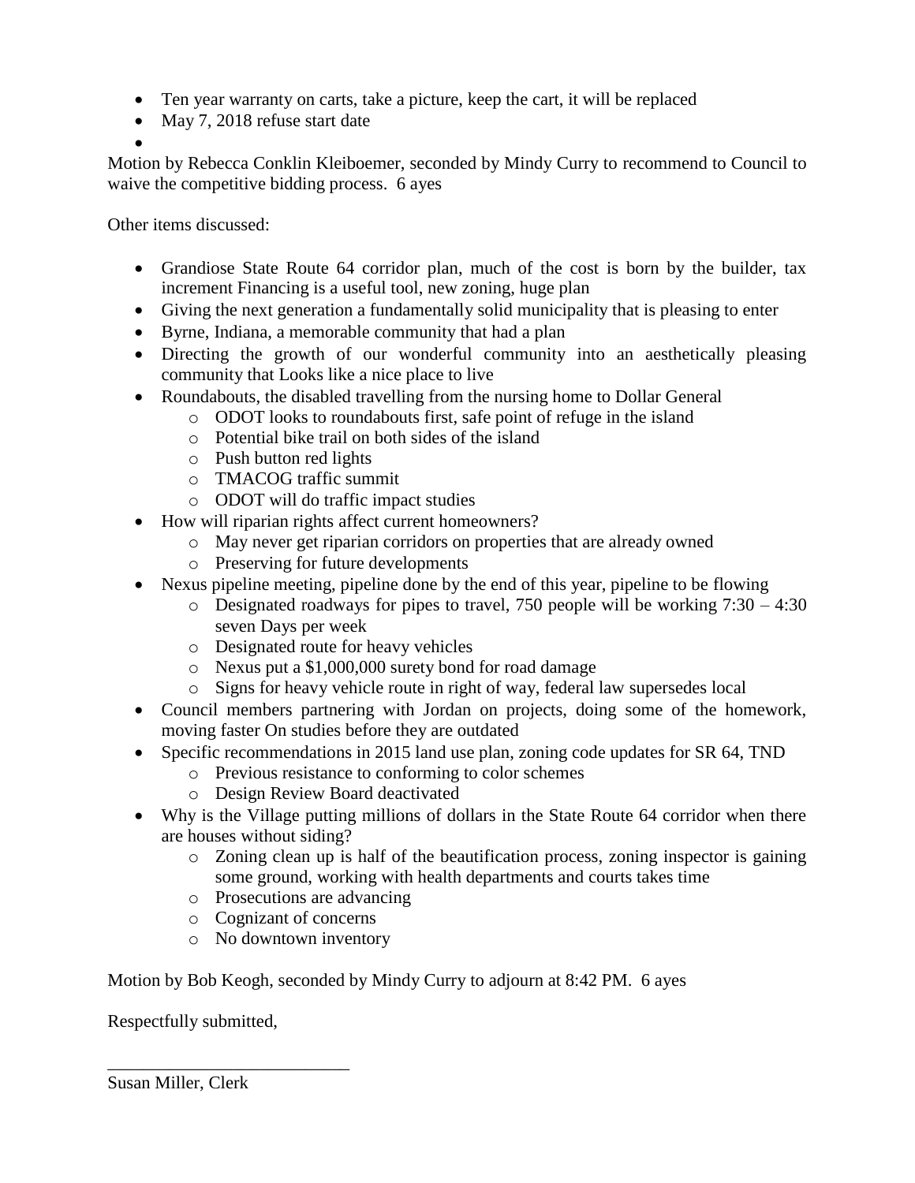- Ten year warranty on carts, take a picture, keep the cart, it will be replaced
- May 7, 2018 refuse start date
-

Motion by Rebecca Conklin Kleiboemer, seconded by Mindy Curry to recommend to Council to waive the competitive bidding process. 6 ayes

Other items discussed:

- Grandiose State Route 64 corridor plan, much of the cost is born by the builder, tax increment Financing is a useful tool, new zoning, huge plan
- Giving the next generation a fundamentally solid municipality that is pleasing to enter
- Byrne, Indiana, a memorable community that had a plan
- Directing the growth of our wonderful community into an aesthetically pleasing community that Looks like a nice place to live
- Roundabouts, the disabled travelling from the nursing home to Dollar General
  - ODOT looks to roundabouts first, safe point of refuge in the island
  - Potential bike trail on both sides of the island
  - Push button red lights
  - TMACOG traffic summit
  - ODOT will do traffic impact studies
- How will riparian rights affect current homeowners?
  - May never get riparian corridors on properties that are already owned
  - Preserving for future developments
- Nexus pipeline meeting, pipeline done by the end of this year, pipeline to be flowing
  - Designated roadways for pipes to travel, 750 people will be working 7:30 – 4:30 seven Days per week
  - Designated route for heavy vehicles
  - Nexus put a $1,000,000 surety bond for road damage
  - Signs for heavy vehicle route in right of way, federal law supersedes local
- Council members partnering with Jordan on projects, doing some of the homework, moving faster On studies before they are outdated
- Specific recommendations in 2015 land use plan, zoning code updates for SR 64, TND
  - Previous resistance to conforming to color schemes
  - Design Review Board deactivated
- Why is the Village putting millions of dollars in the State Route 64 corridor when there are houses without siding?
  - Zoning clean up is half of the beautification process, zoning inspector is gaining some ground, working with health departments and courts takes time
  - Prosecutions are advancing
  - Cognizant of concerns
  - No downtown inventory

Motion by Bob Keogh, seconded by Mindy Curry to adjourn at 8:42 PM. 6 ayes

Respectfully submitted,

\_\_\_\_\_\_\_\_\_\_\_\_\_\_\_\_\_\_\_\_\_\_\_\_\_\_\_\_

Susan Miller, Clerk